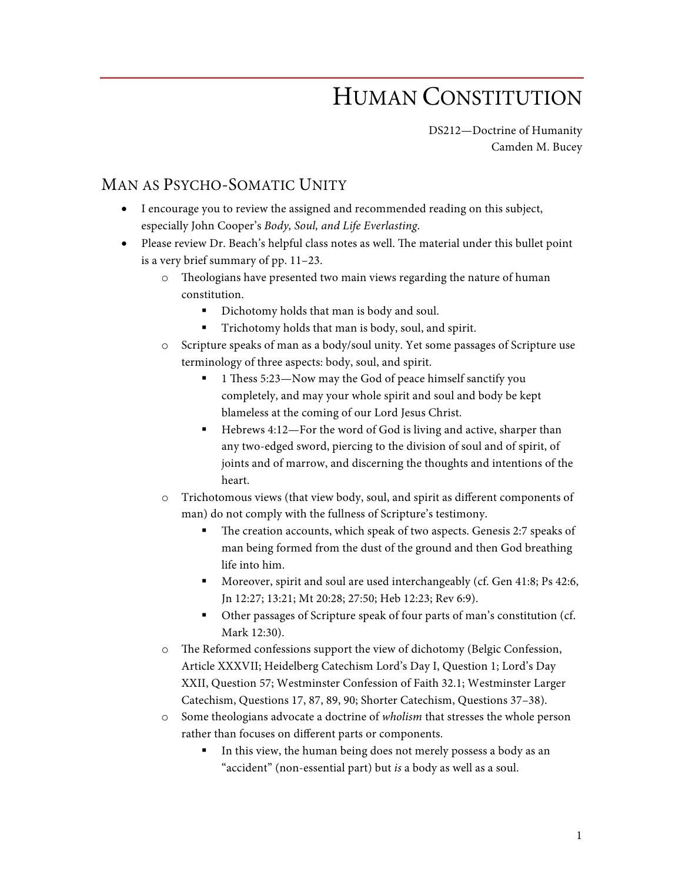# Human Constitution

DS212—Doctrine of Humanity
Camden M. Bucey

## Man as Psycho-Somatic Unity

- I encourage you to review the assigned and recommended reading on this subject, especially John Cooper's *Body, Soul, and Life Everlasting*.
- Please review Dr. Beach's helpful class notes as well. The material under this bullet point is a very brief summary of pp. 11–23.
  - Theologians have presented two main views regarding the nature of human constitution.
    - Dichotomy holds that man is body and soul.
    - Trichotomy holds that man is body, soul, and spirit.
  - Scripture speaks of man as a body/soul unity. Yet some passages of Scripture use terminology of three aspects: body, soul, and spirit.
    - 1 Thess 5:23—Now may the God of peace himself sanctify you completely, and may your whole spirit and soul and body be kept blameless at the coming of our Lord Jesus Christ.
    - Hebrews 4:12—For the word of God is living and active, sharper than any two-edged sword, piercing to the division of soul and of spirit, of joints and of marrow, and discerning the thoughts and intentions of the heart.
  - Trichotomous views (that view body, soul, and spirit as different components of man) do not comply with the fullness of Scripture's testimony.
    - The creation accounts, which speak of two aspects. Genesis 2:7 speaks of man being formed from the dust of the ground and then God breathing life into him.
    - Moreover, spirit and soul are used interchangeably (cf. Gen 41:8; Ps 42:6, Jn 12:27; 13:21; Mt 20:28; 27:50; Heb 12:23; Rev 6:9).
    - Other passages of Scripture speak of four parts of man's constitution (cf. Mark 12:30).
  - The Reformed confessions support the view of dichotomy (Belgic Confession, Article XXXVII; Heidelberg Catechism Lord's Day I, Question 1; Lord's Day XXII, Question 57; Westminster Confession of Faith 32.1; Westminster Larger Catechism, Questions 17, 87, 89, 90; Shorter Catechism, Questions 37–38).
  - Some theologians advocate a doctrine of *wholism* that stresses the whole person rather than focuses on different parts or components.
    - In this view, the human being does not merely possess a body as an "accident" (non-essential part) but *is* a body as well as a soul.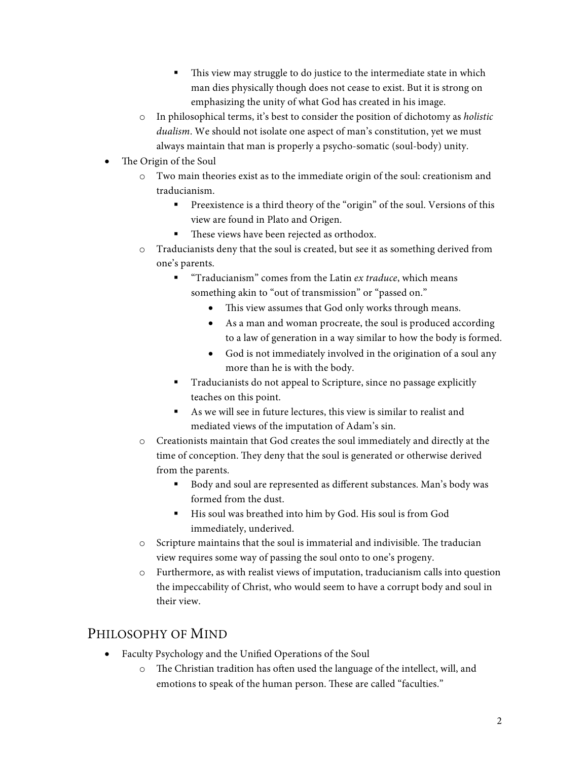- This view may struggle to do justice to the intermediate state in which man dies physically though does not cease to exist. But it is strong on emphasizing the unity of what God has created in his image.
  - In philosophical terms, it's best to consider the position of dichotomy as *holistic dualism*. We should not isolate one aspect of man's constitution, yet we must always maintain that man is properly a psycho-somatic (soul-body) unity.
- The Origin of the Soul
  - Two main theories exist as to the immediate origin of the soul: creationism and traducianism.
    - Preexistence is a third theory of the "origin" of the soul. Versions of this view are found in Plato and Origen.
    - These views have been rejected as orthodox.
  - Traducianists deny that the soul is created, but see it as something derived from one's parents.
    - "Traducianism" comes from the Latin *ex traduce*, which means something akin to "out of transmission" or "passed on."
      - This view assumes that God only works through means.
      - As a man and woman procreate, the soul is produced according to a law of generation in a way similar to how the body is formed.
      - God is not immediately involved in the origination of a soul any more than he is with the body.
    - Traducianists do not appeal to Scripture, since no passage explicitly teaches on this point.
    - As we will see in future lectures, this view is similar to realist and mediated views of the imputation of Adam's sin.
  - Creationists maintain that God creates the soul immediately and directly at the time of conception. They deny that the soul is generated or otherwise derived from the parents.
    - Body and soul are represented as different substances. Man's body was formed from the dust.
    - His soul was breathed into him by God. His soul is from God immediately, underived.
  - Scripture maintains that the soul is immaterial and indivisible. The traducian view requires some way of passing the soul onto to one's progeny.
  - Furthermore, as with realist views of imputation, traducianism calls into question the impeccability of Christ, who would seem to have a corrupt body and soul in their view.

## Philosophy of Mind

- Faculty Psychology and the Unified Operations of the Soul
  - The Christian tradition has often used the language of the intellect, will, and emotions to speak of the human person. These are called "faculties."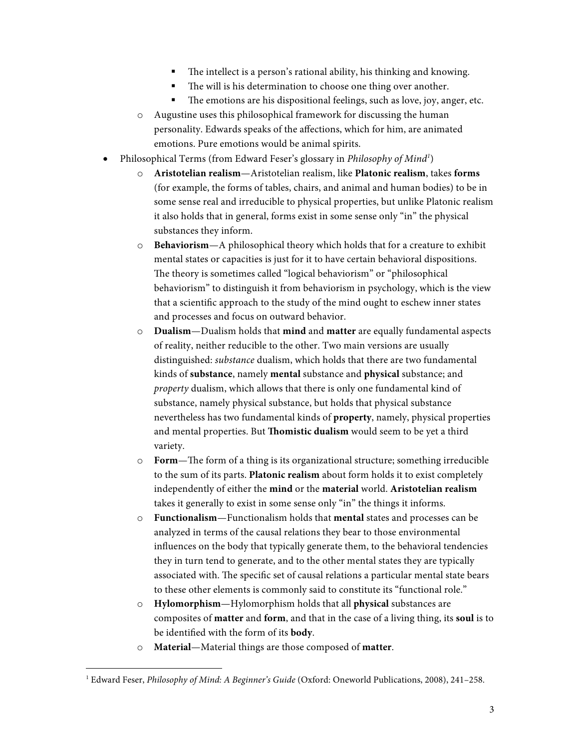- The intellect is a person's rational ability, his thinking and knowing.
        - The will is his determination to choose one thing over another.
        - The emotions are his dispositional feelings, such as love, joy, anger, etc.
    - Augustine uses this philosophical framework for discussing the human personality. Edwards speaks of the affections, which for him, are animated emotions. Pure emotions would be animal spirits.
- Philosophical Terms (from Edward Feser's glossary in *Philosophy of Mind*[1])
    - **Aristotelian realism**—Aristotelian realism, like **Platonic realism**, takes **forms** (for example, the forms of tables, chairs, and animal and human bodies) to be in some sense real and irreducible to physical properties, but unlike Platonic realism it also holds that in general, forms exist in some sense only "in" the physical substances they inform.
    - **Behaviorism**—A philosophical theory which holds that for a creature to exhibit mental states or capacities is just for it to have certain behavioral dispositions. The theory is sometimes called "logical behaviorism" or "philosophical behaviorism" to distinguish it from behaviorism in psychology, which is the view that a scientific approach to the study of the mind ought to eschew inner states and processes and focus on outward behavior.
    - **Dualism**—Dualism holds that **mind** and **matter** are equally fundamental aspects of reality, neither reducible to the other. Two main versions are usually distinguished: *substance* dualism, which holds that there are two fundamental kinds of **substance**, namely **mental** substance and **physical** substance; and *property* dualism, which allows that there is only one fundamental kind of substance, namely physical substance, but holds that physical substance nevertheless has two fundamental kinds of **property**, namely, physical properties and mental properties. But **Thomistic dualism** would seem to be yet a third variety.
    - **Form**—The form of a thing is its organizational structure; something irreducible to the sum of its parts. **Platonic realism** about form holds it to exist completely independently of either the **mind** or the **material** world. **Aristotelian realism** takes it generally to exist in some sense only "in" the things it informs.
    - **Functionalism**—Functionalism holds that **mental** states and processes can be analyzed in terms of the causal relations they bear to those environmental influences on the body that typically generate them, to the behavioral tendencies they in turn tend to generate, and to the other mental states they are typically associated with. The specific set of causal relations a particular mental state bears to these other elements is commonly said to constitute its "functional role."
    - **Hylomorphism**—Hylomorphism holds that all **physical** substances are composites of **matter** and **form**, and that in the case of a living thing, its **soul** is to be identified with the form of its **body**.
    - **Material**—Material things are those composed of **matter**.

[1] Edward Feser, *Philosophy of Mind: A Beginner's Guide* (Oxford: Oneworld Publications, 2008), 241–258.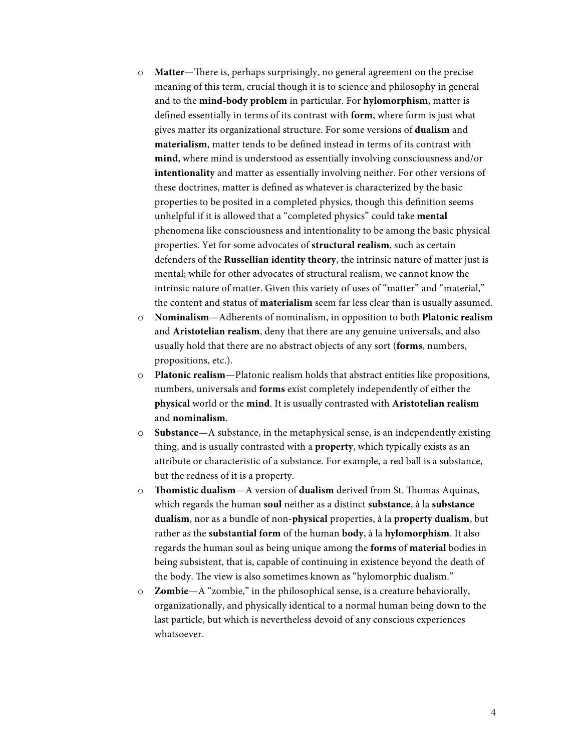- **Matter—**There is, perhaps surprisingly, no general agreement on the precise meaning of this term, crucial though it is to science and philosophy in general and to the **mind-body problem** in particular. For **hylomorphism**, matter is defined essentially in terms of its contrast with **form**, where form is just what gives matter its organizational structure. For some versions of **dualism** and **materialism**, matter tends to be defined instead in terms of its contrast with **mind**, where mind is understood as essentially involving consciousness and/or **intentionality** and matter as essentially involving neither. For other versions of these doctrines, matter is defined as whatever is characterized by the basic properties to be posited in a completed physics, though this definition seems unhelpful if it is allowed that a "completed physics" could take **mental** phenomena like consciousness and intentionality to be among the basic physical properties. Yet for some advocates of **structural realism**, such as certain defenders of the **Russellian identity theory**, the intrinsic nature of matter just is mental; while for other advocates of structural realism, we cannot know the intrinsic nature of matter. Given this variety of uses of "matter" and "material," the content and status of **materialism** seem far less clear than is usually assumed.
- **Nominalism**—Adherents of nominalism, in opposition to both **Platonic realism** and **Aristotelian realism**, deny that there are any genuine universals, and also usually hold that there are no abstract objects of any sort (**forms**, numbers, propositions, etc.).
- **Platonic realism**—Platonic realism holds that abstract entities like propositions, numbers, universals and **forms** exist completely independently of either the **physical** world or the **mind**. It is usually contrasted with **Aristotelian realism** and **nominalism**.
- **Substance**—A substance, in the metaphysical sense, is an independently existing thing, and is usually contrasted with a **property**, which typically exists as an attribute or characteristic of a substance. For example, a red ball is a substance, but the redness of it is a property.
- **Thomistic dualism**—A version of **dualism** derived from St. Thomas Aquinas, which regards the human **soul** neither as a distinct **substance**, à la **substance dualism**, nor as a bundle of non-**physical** properties, à la **property dualism**, but rather as the **substantial form** of the human **body**, à la **hylomorphism**. It also regards the human soul as being unique among the **forms** of **material** bodies in being subsistent, that is, capable of continuing in existence beyond the death of the body. The view is also sometimes known as "hylomorphic dualism."
- **Zombie**—A "zombie," in the philosophical sense, is a creature behaviorally, organizationally, and physically identical to a normal human being down to the last particle, but which is nevertheless devoid of any conscious experiences whatsoever.